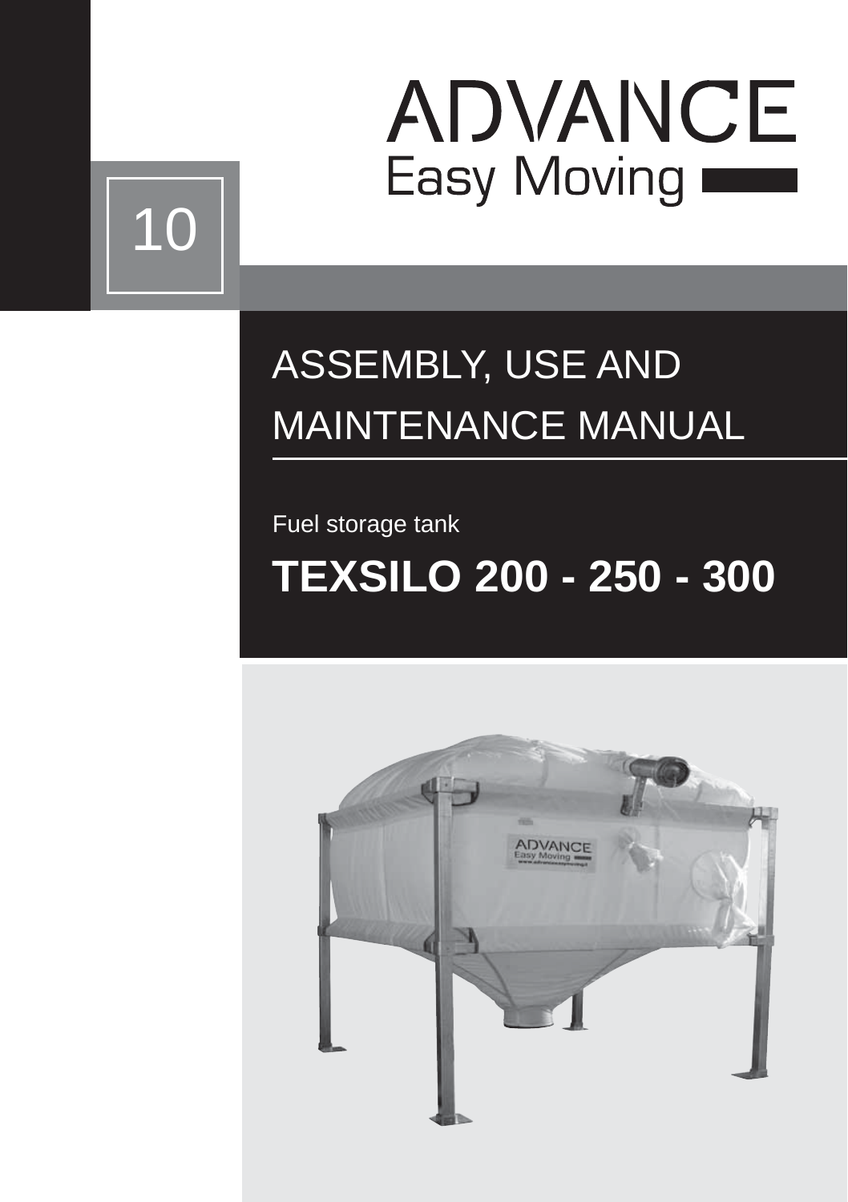10

# ADVANCE
Easy Moving

# ASSEMBLY, USE AND MAINTENANCE MANUAL

Fuel storage tank

## TEXSILO 200 - 250 - 300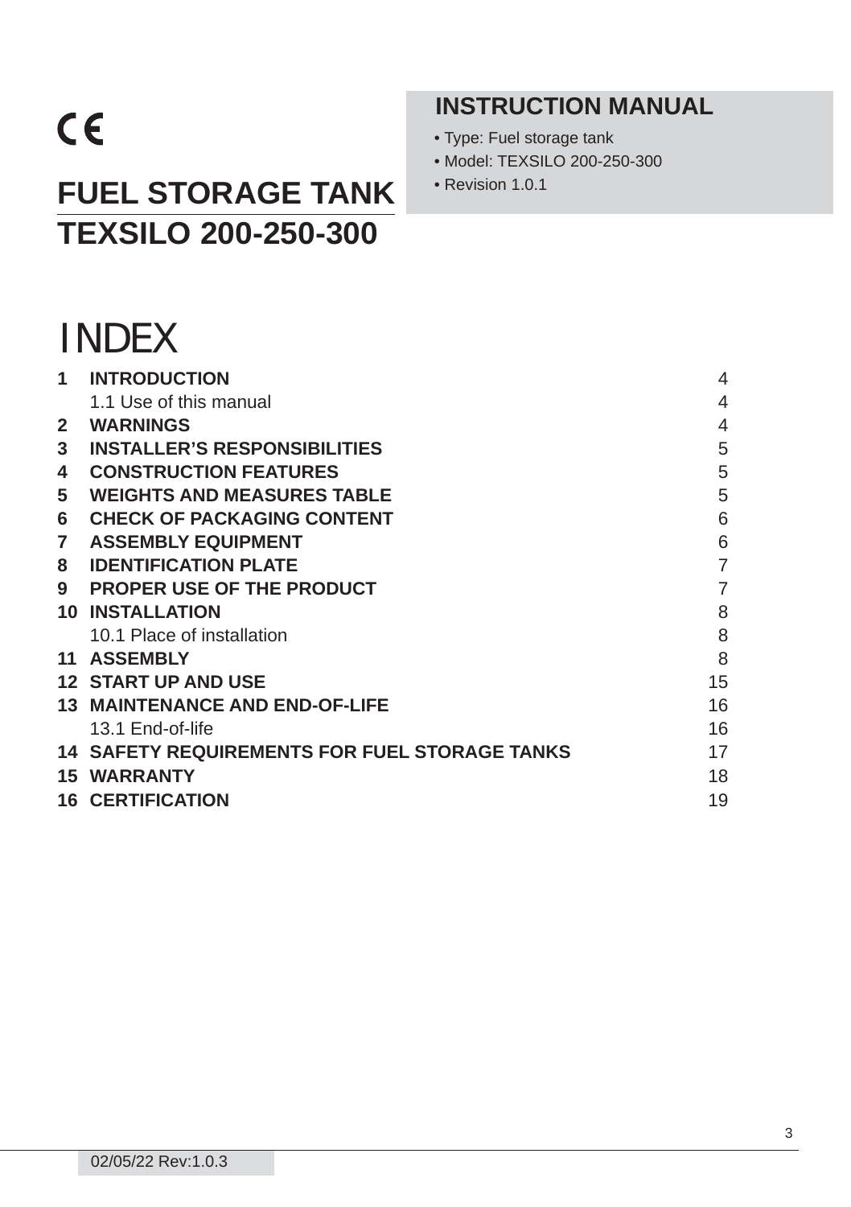CE

# FUEL STORAGE TANK
# TEXSILO 200-250-300

## INSTRUCTION MANUAL

- Type: Fuel storage tank
- Model: TEXSILO 200-250-300
- Revision 1.0.1

# INDEX

| | | |
|---|---|---|
| **1** | **INTRODUCTION** | 4 |
| | 1.1 Use of this manual | 4 |
| **2** | **WARNINGS** | 4 |
| **3** | **INSTALLER'S RESPONSIBILITIES** | 5 |
| **4** | **CONSTRUCTION FEATURES** | 5 |
| **5** | **WEIGHTS AND MEASURES TABLE** | 5 |
| **6** | **CHECK OF PACKAGING CONTENT** | 6 |
| **7** | **ASSEMBLY EQUIPMENT** | 6 |
| **8** | **IDENTIFICATION PLATE** | 7 |
| **9** | **PROPER USE OF THE PRODUCT** | 7 |
| **10** | **INSTALLATION** | 8 |
| | 10.1 Place of installation | 8 |
| **11** | **ASSEMBLY** | 8 |
| **12** | **START UP AND USE** | 15 |
| **13** | **MAINTENANCE AND END-OF-LIFE** | 16 |
| | 13.1 End-of-life | 16 |
| **14** | **SAFETY REQUIREMENTS FOR FUEL STORAGE TANKS** | 17 |
| **15** | **WARRANTY** | 18 |
| **16** | **CERTIFICATION** | 19 |

02/05/22 Rev:1.0.3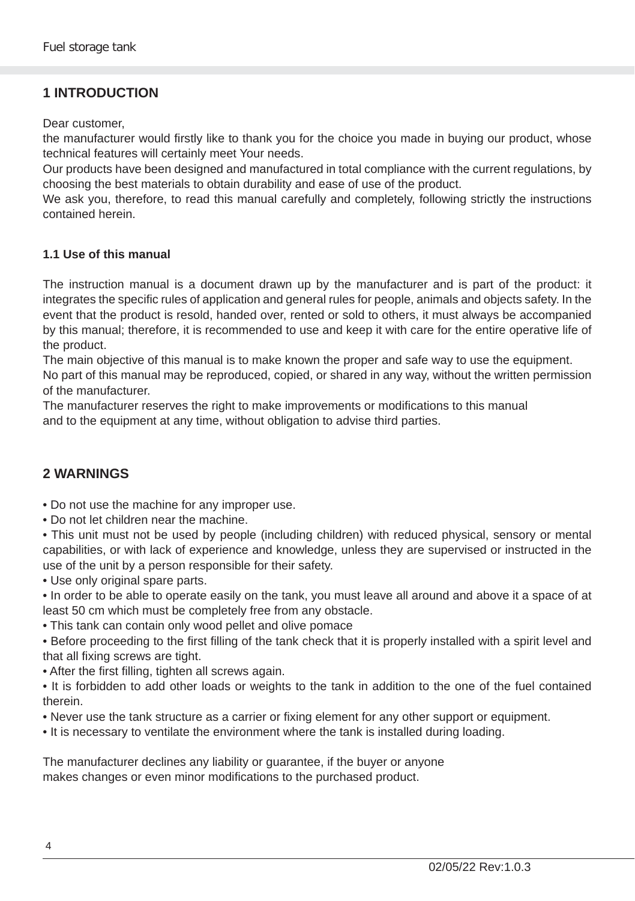## 1 INTRODUCTION

Dear customer,
the manufacturer would firstly like to thank you for the choice you made in buying our product, whose technical features will certainly meet Your needs.
Our products have been designed and manufactured in total compliance with the current regulations, by choosing the best materials to obtain durability and ease of use of the product.
We ask you, therefore, to read this manual carefully and completely, following strictly the instructions contained herein.

### 1.1 Use of this manual

The instruction manual is a document drawn up by the manufacturer and is part of the product: it integrates the specific rules of application and general rules for people, animals and objects safety. In the event that the product is resold, handed over, rented or sold to others, it must always be accompanied by this manual; therefore, it is recommended to use and keep it with care for the entire operative life of the product.
The main objective of this manual is to make known the proper and safe way to use the equipment.
No part of this manual may be reproduced, copied, or shared in any way, without the written permission of the manufacturer.
The manufacturer reserves the right to make improvements or modifications to this manual and to the equipment at any time, without obligation to advise third parties.

## 2 WARNINGS

- Do not use the machine for any improper use.
- Do not let children near the machine.
- This unit must not be used by people (including children) with reduced physical, sensory or mental capabilities, or with lack of experience and knowledge, unless they are supervised or instructed in the use of the unit by a person responsible for their safety.
- Use only original spare parts.
- In order to be able to operate easily on the tank, you must leave all around and above it a space of at least 50 cm which must be completely free from any obstacle.
- This tank can contain only wood pellet and olive pomace
- Before proceeding to the first filling of the tank check that it is properly installed with a spirit level and that all fixing screws are tight.
- After the first filling, tighten all screws again.
- It is forbidden to add other loads or weights to the tank in addition to the one of the fuel contained therein.
- Never use the tank structure as a carrier or fixing element for any other support or equipment.
- It is necessary to ventilate the environment where the tank is installed during loading.

The manufacturer declines any liability or guarantee, if the buyer or anyone makes changes or even minor modifications to the purchased product.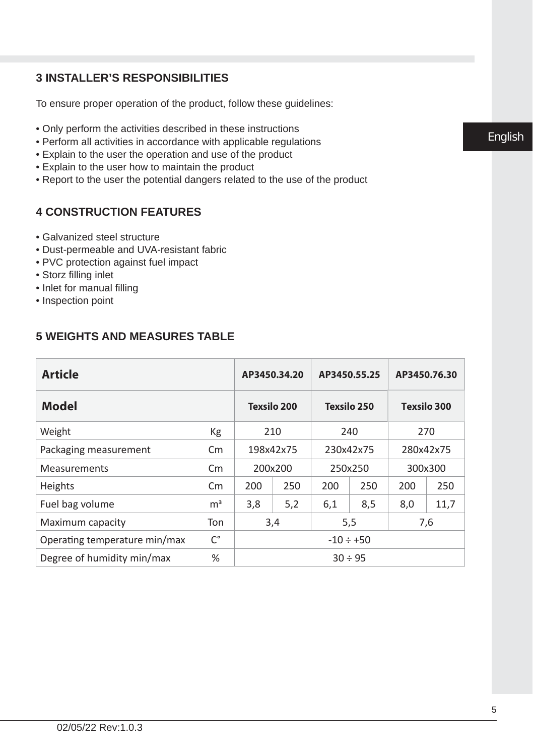## 3 INSTALLER'S RESPONSIBILITIES

To ensure proper operation of the product, follow these guidelines:

- Only perform the activities described in these instructions
- Perform all activities in accordance with applicable regulations
- Explain to the user the operation and use of the product
- Explain to the user how to maintain the product
- Report to the user the potential dangers related to the use of the product

## 4 CONSTRUCTION FEATURES

- Galvanized steel structure
- Dust-permeable and UVA-resistant fabric
- PVC protection against fuel impact
- Storz filling inlet
- Inlet for manual filling
- Inspection point

## 5 WEIGHTS AND MEASURES TABLE

| **Article** | | **AP3450.34.20** | | **AP3450.55.25** | | **AP3450.76.30** | |
|---|---|---|---|---|---|---|---|
| **Model** | | **Texsilo 200** | | **Texsilo 250** | | **Texsilo 300** | |
| Weight | Kg | 210 | | 240 | | 270 | |
| Packaging measurement | Cm | 198x42x75 | | 230x42x75 | | 280x42x75 | |
| Measurements | Cm | 200x200 | | 250x250 | | 300x300 | |
| Heights | Cm | 200 | 250 | 200 | 250 | 200 | 250 |
| Fuel bag volume | m³ | 3,8 | 5,2 | 6,1 | 8,5 | 8,0 | 11,7 |
| Maximum capacity | Ton | 3,4 | | 5,5 | | 7,6 | |
| Operating temperature min/max | C° | -10 ÷ +50 | | | | | |
| Degree of humidity min/max | % | 30 ÷ 95 | | | | | |

02/05/22 Rev:1.0.3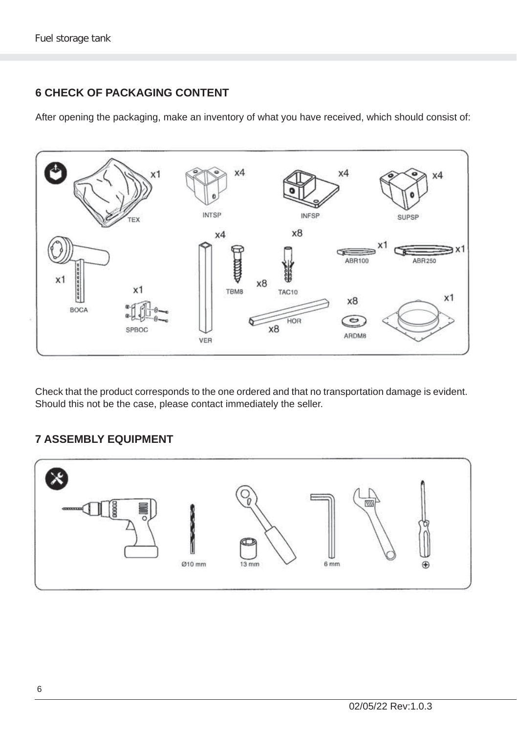## 6 CHECK OF PACKAGING CONTENT

After opening the packaging, make an inventory of what you have received, which should consist of:

TEX x1, INTSP x4, INFSP x4, SUPSP x4, BOCA x1, SPBOC x1, VER x4, TBM8 x4, TAC10 x8, HOR x8, ABR100 x1, ABR250 x1, ARDM8 x8, x1

Check that the product corresponds to the one ordered and that no transportation damage is evident. Should this not be the case, please contact immediately the seller.

## 7 ASSEMBLY EQUIPMENT

Ø10 mm, 13 mm, 6 mm, ⊕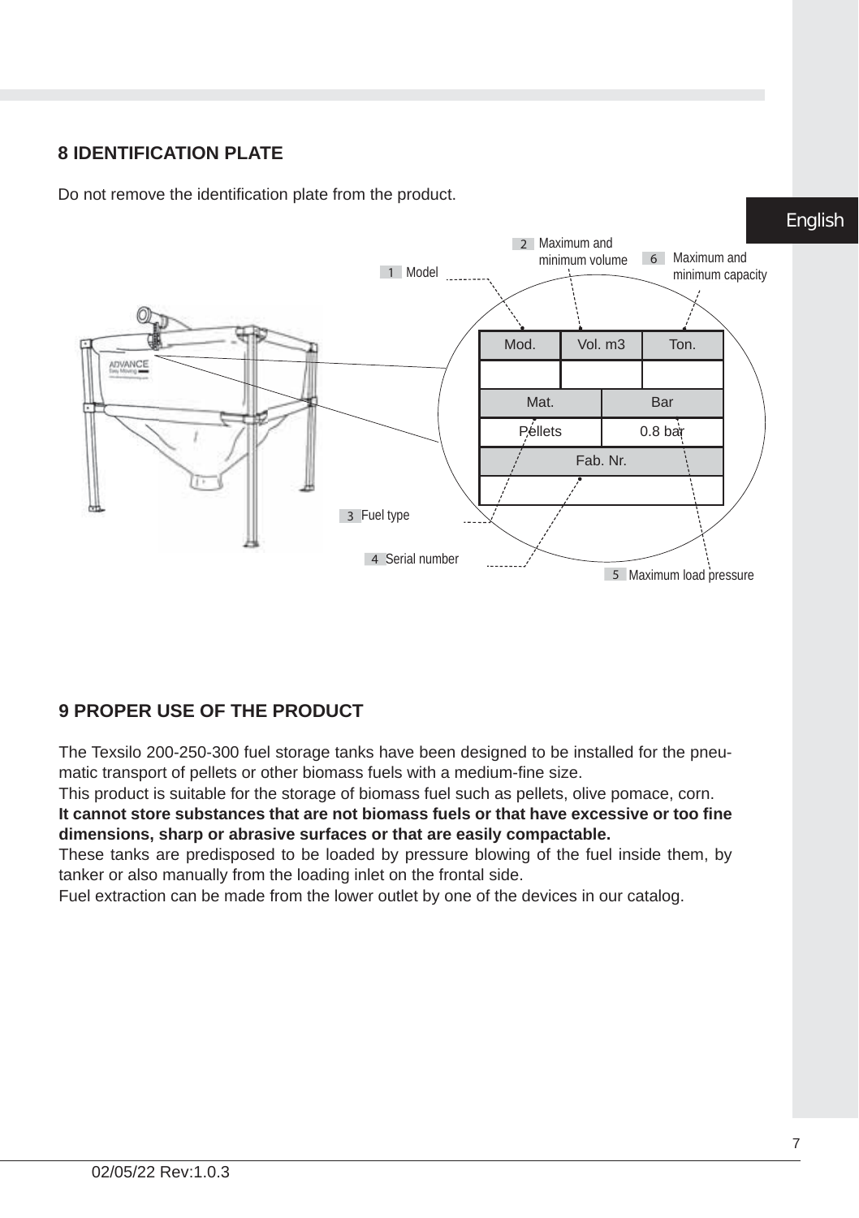## 8 IDENTIFICATION PLATE

Do not remove the identification plate from the product.

1 Model

2 Maximum and minimum volume

3 Fuel type

4 Serial number

5 Maximum load pressure

6 Maximum and minimum capacity

| Mod. | Vol. m3 | Ton. |
|---|---|---|
| | | |

| Mat. | Bar |
|---|---|
| Pellets | 0.8 bar |

| Fab. Nr. |
|---|
| |

## 9 PROPER USE OF THE PRODUCT

The Texsilo 200-250-300 fuel storage tanks have been designed to be installed for the pneumatic transport of pellets or other biomass fuels with a medium-fine size.

This product is suitable for the storage of biomass fuel such as pellets, olive pomace, corn.

**It cannot store substances that are not biomass fuels or that have excessive or too fine dimensions, sharp or abrasive surfaces or that are easily compactable.**

These tanks are predisposed to be loaded by pressure blowing of the fuel inside them, by tanker or also manually from the loading inlet on the frontal side.

Fuel extraction can be made from the lower outlet by one of the devices in our catalog.

02/05/22 Rev:1.0.3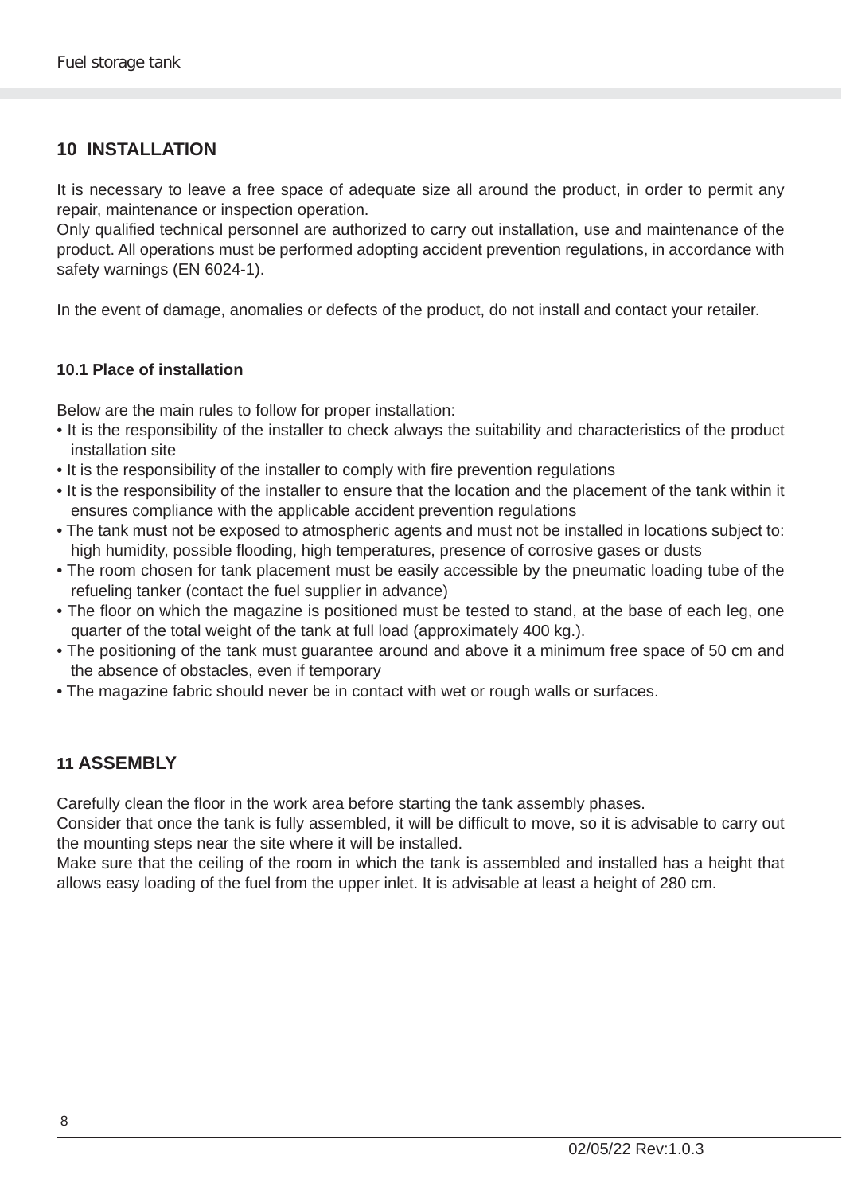## 10 INSTALLATION

It is necessary to leave a free space of adequate size all around the product, in order to permit any repair, maintenance or inspection operation.
Only qualified technical personnel are authorized to carry out installation, use and maintenance of the product. All operations must be performed adopting accident prevention regulations, in accordance with safety warnings (EN 6024-1).

In the event of damage, anomalies or defects of the product, do not install and contact your retailer.

### 10.1 Place of installation

Below are the main rules to follow for proper installation:

- It is the responsibility of the installer to check always the suitability and characteristics of the product installation site
- It is the responsibility of the installer to comply with fire prevention regulations
- It is the responsibility of the installer to ensure that the location and the placement of the tank within it ensures compliance with the applicable accident prevention regulations
- The tank must not be exposed to atmospheric agents and must not be installed in locations subject to: high humidity, possible flooding, high temperatures, presence of corrosive gases or dusts
- The room chosen for tank placement must be easily accessible by the pneumatic loading tube of the refueling tanker (contact the fuel supplier in advance)
- The floor on which the magazine is positioned must be tested to stand, at the base of each leg, one quarter of the total weight of the tank at full load (approximately 400 kg.).
- The positioning of the tank must guarantee around and above it a minimum free space of 50 cm and the absence of obstacles, even if temporary
- The magazine fabric should never be in contact with wet or rough walls or surfaces.

## 11 ASSEMBLY

Carefully clean the floor in the work area before starting the tank assembly phases.
Consider that once the tank is fully assembled, it will be difficult to move, so it is advisable to carry out the mounting steps near the site where it will be installed.
Make sure that the ceiling of the room in which the tank is assembled and installed has a height that allows easy loading of the fuel from the upper inlet. It is advisable at least a height of 280 cm.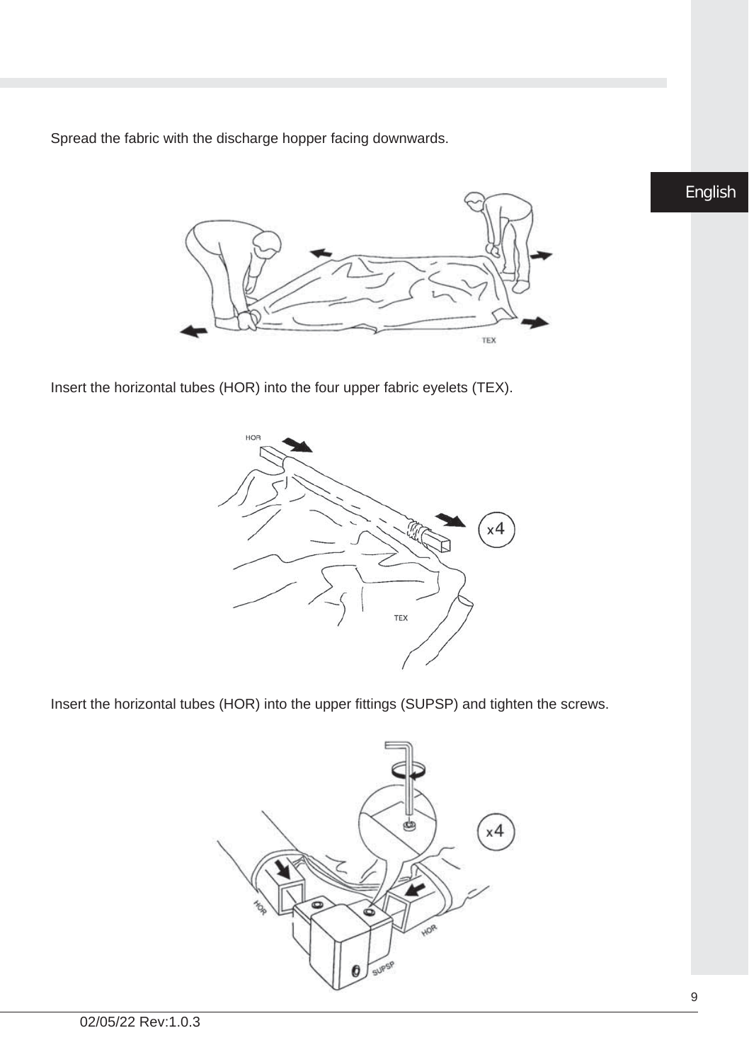Spread the fabric with the discharge hopper facing downwards.

Insert the horizontal tubes (HOR) into the four upper fabric eyelets (TEX).

Insert the horizontal tubes (HOR) into the upper fittings (SUPSP) and tighten the screws.

02/05/22 Rev:1.0.3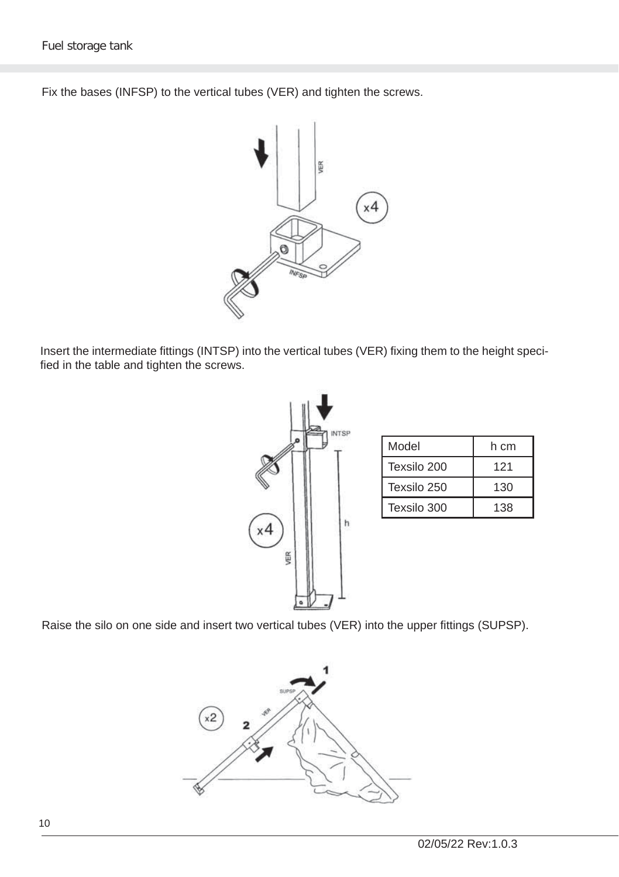Fix the bases (INFSP) to the vertical tubes (VER) and tighten the screws.

Insert the intermediate fittings (INTSP) into the vertical tubes (VER) fixing them to the height specified in the table and tighten the screws.

| Model | h cm |
|---|---|
| Texsilo 200 | 121 |
| Texsilo 250 | 130 |
| Texsilo 300 | 138 |

Raise the silo on one side and insert two vertical tubes (VER) into the upper fittings (SUPSP).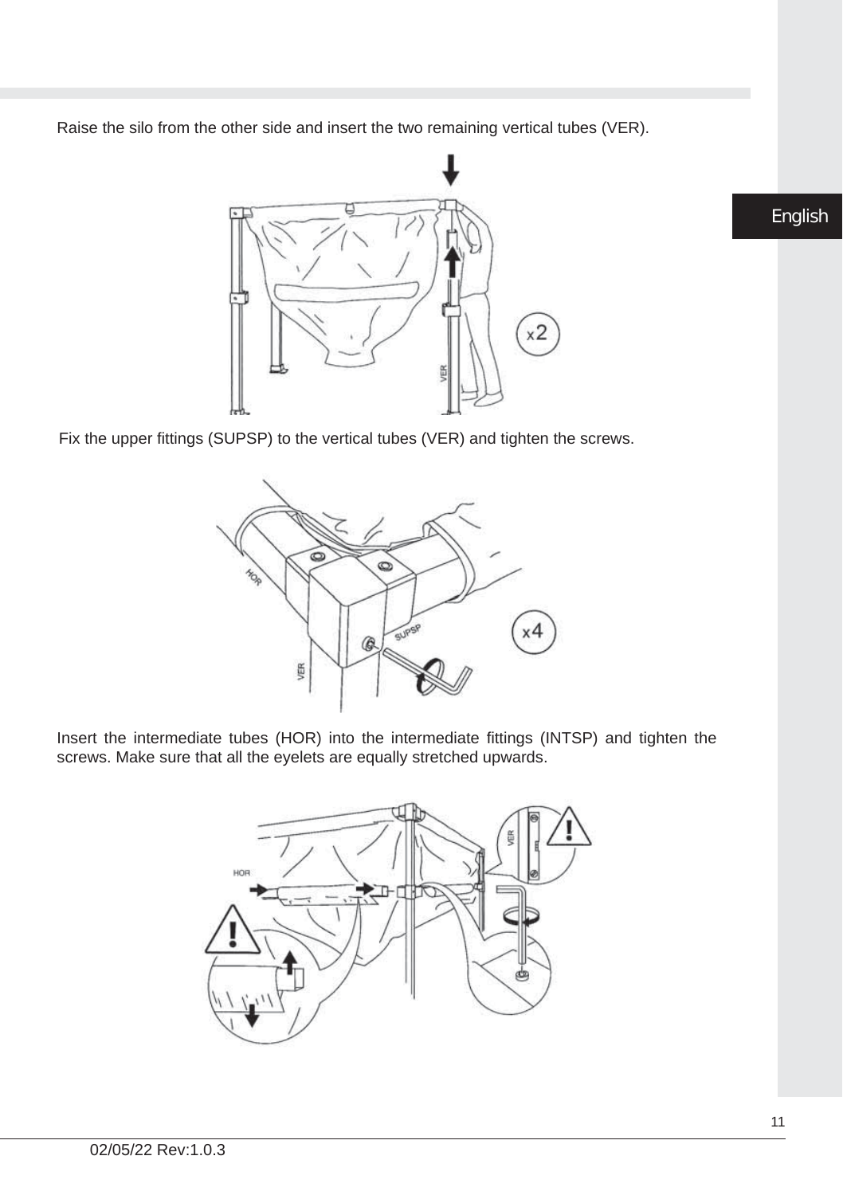Raise the silo from the other side and insert the two remaining vertical tubes (VER).

Fix the upper fittings (SUPSP) to the vertical tubes (VER) and tighten the screws.

Insert the intermediate tubes (HOR) into the intermediate fittings (INTSP) and tighten the screws. Make sure that all the eyelets are equally stretched upwards.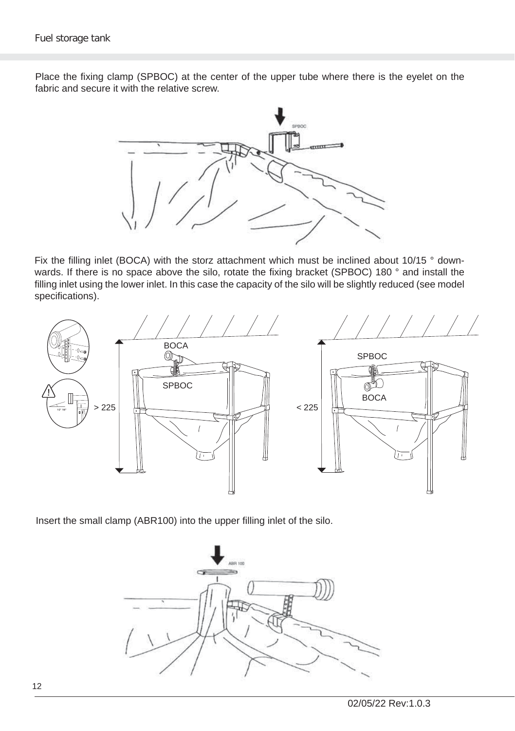Place the fixing clamp (SPBOC) at the center of the upper tube where there is the eyelet on the fabric and secure it with the relative screw.

Fix the filling inlet (BOCA) with the storz attachment which must be inclined about 10/15 ° downwards. If there is no space above the silo, rotate the fixing bracket (SPBOC) 180 ° and install the filling inlet using the lower inlet. In this case the capacity of the silo will be slightly reduced (see model specifications).

Insert the small clamp (ABR100) into the upper filling inlet of the silo.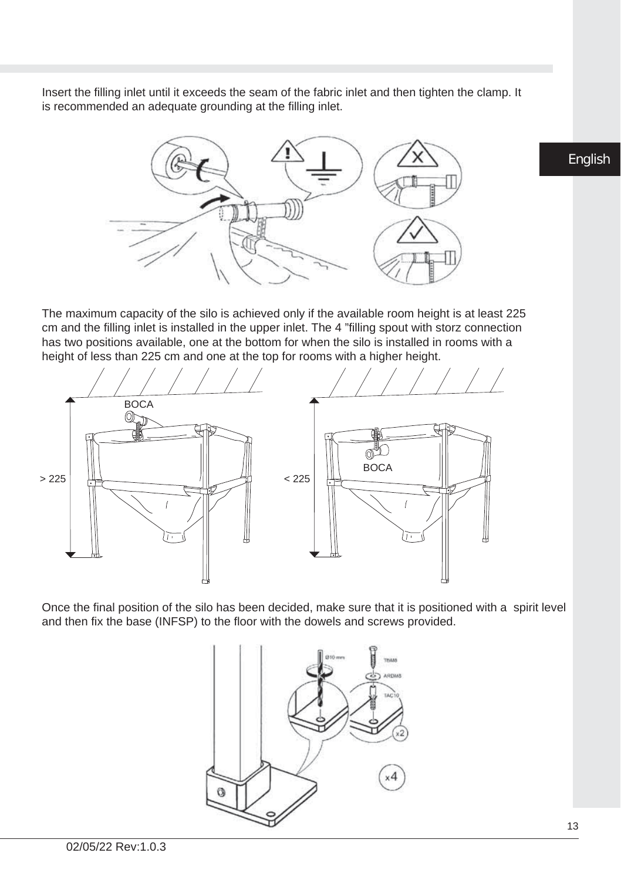Insert the filling inlet until it exceeds the seam of the fabric inlet and then tighten the clamp. It is recommended an adequate grounding at the filling inlet.

The maximum capacity of the silo is achieved only if the available room height is at least 225 cm and the filling inlet is installed in the upper inlet. The 4 ”filling spout with storz connection has two positions available, one at the bottom for when the silo is installed in rooms with a height of less than 225 cm and one at the top for rooms with a higher height.

Once the final position of the silo has been decided, make sure that it is positioned with a spirit level and then fix the base (INFSP) to the floor with the dowels and screws provided.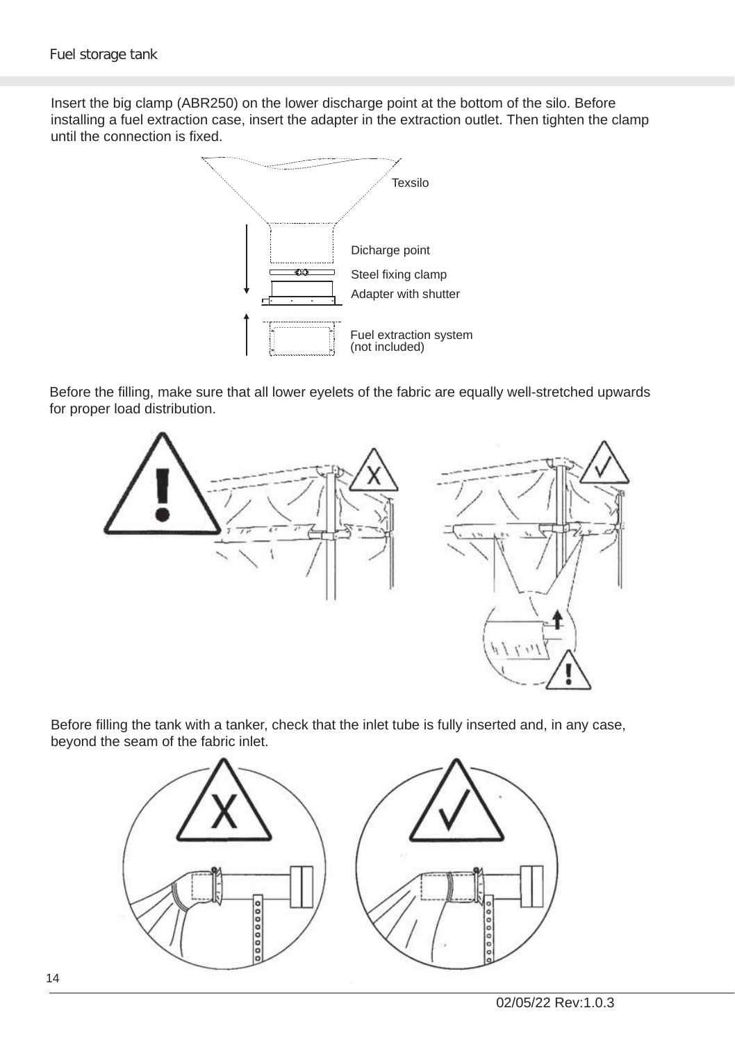Insert the big clamp (ABR250) on the lower discharge point at the bottom of the silo. Before installing a fuel extraction case, insert the adapter in the extraction outlet. Then tighten the clamp until the connection is fixed.

Texsilo

Dicharge point

Steel fixing clamp

Adapter with shutter

Fuel extraction system (not included)

Before the filling, make sure that all lower eyelets of the fabric are equally well-stretched upwards for proper load distribution.

Before filling the tank with a tanker, check that the inlet tube is fully inserted and, in any case, beyond the seam of the fabric inlet.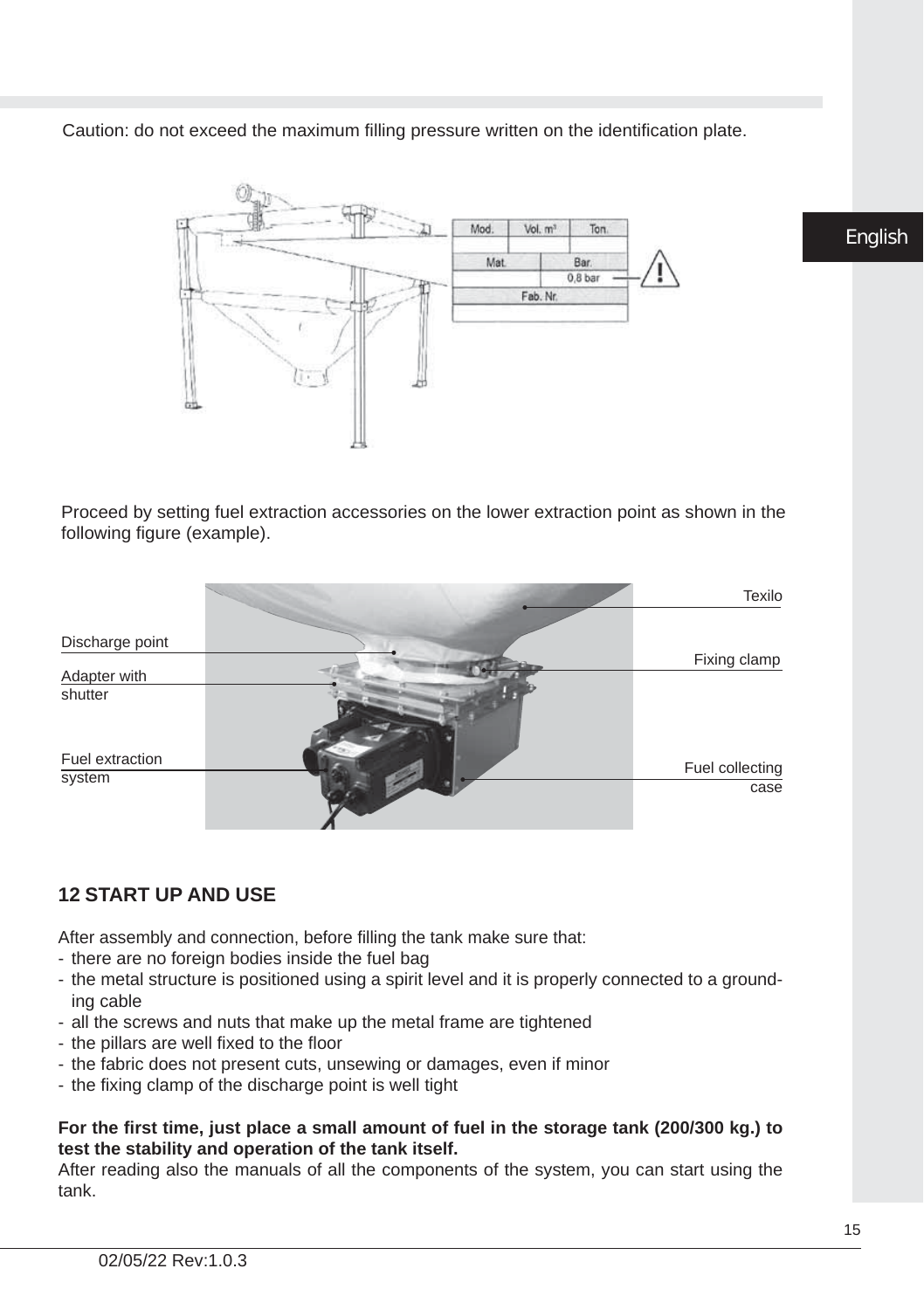Caution: do not exceed the maximum filling pressure written on the identification plate.

| Mod. | Vol. m³ | Ton. |
| --- | --- | --- |
| | | |
| Mat. | Bar. | |
| | 0,8 bar | |
| Fab. Nr. | | |
| | | |

Proceed by setting fuel extraction accessories on the lower extraction point as shown in the following figure (example).

Texilo

Discharge point

Fixing clamp

Adapter with shutter

Fuel extraction system

Fuel collecting case

## 12 START UP AND USE

After assembly and connection, before filling the tank make sure that:

- there are no foreign bodies inside the fuel bag
- the metal structure is positioned using a spirit level and it is properly connected to a grounding cable
- all the screws and nuts that make up the metal frame are tightened
- the pillars are well fixed to the floor
- the fabric does not present cuts, unsewing or damages, even if minor
- the fixing clamp of the discharge point is well tight

**For the first time, just place a small amount of fuel in the storage tank (200/300 kg.) to test the stability and operation of the tank itself.**

After reading also the manuals of all the components of the system, you can start using the tank.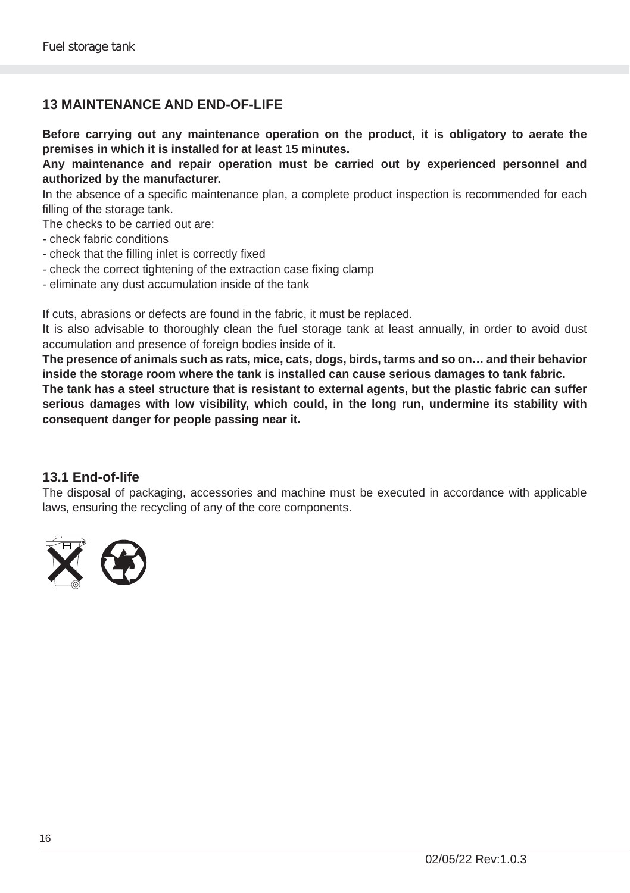## 13 MAINTENANCE AND END-OF-LIFE

**Before carrying out any maintenance operation on the product, it is obligatory to aerate the premises in which it is installed for at least 15 minutes.**
**Any maintenance and repair operation must be carried out by experienced personnel and authorized by the manufacturer.**
In the absence of a specific maintenance plan, a complete product inspection is recommended for each filling of the storage tank.
The checks to be carried out are:
- check fabric conditions
- check that the filling inlet is correctly fixed
- check the correct tightening of the extraction case fixing clamp
- eliminate any dust accumulation inside of the tank

If cuts, abrasions or defects are found in the fabric, it must be replaced.
It is also advisable to thoroughly clean the fuel storage tank at least annually, in order to avoid dust accumulation and presence of foreign bodies inside of it.
**The presence of animals such as rats, mice, cats, dogs, birds, tarms and so on… and their behavior inside the storage room where the tank is installed can cause serious damages to tank fabric.**
**The tank has a steel structure that is resistant to external agents, but the plastic fabric can suffer serious damages with low visibility, which could, in the long run, undermine its stability with consequent danger for people passing near it.**

### 13.1 End-of-life

The disposal of packaging, accessories and machine must be executed in accordance with applicable laws, ensuring the recycling of any of the core components.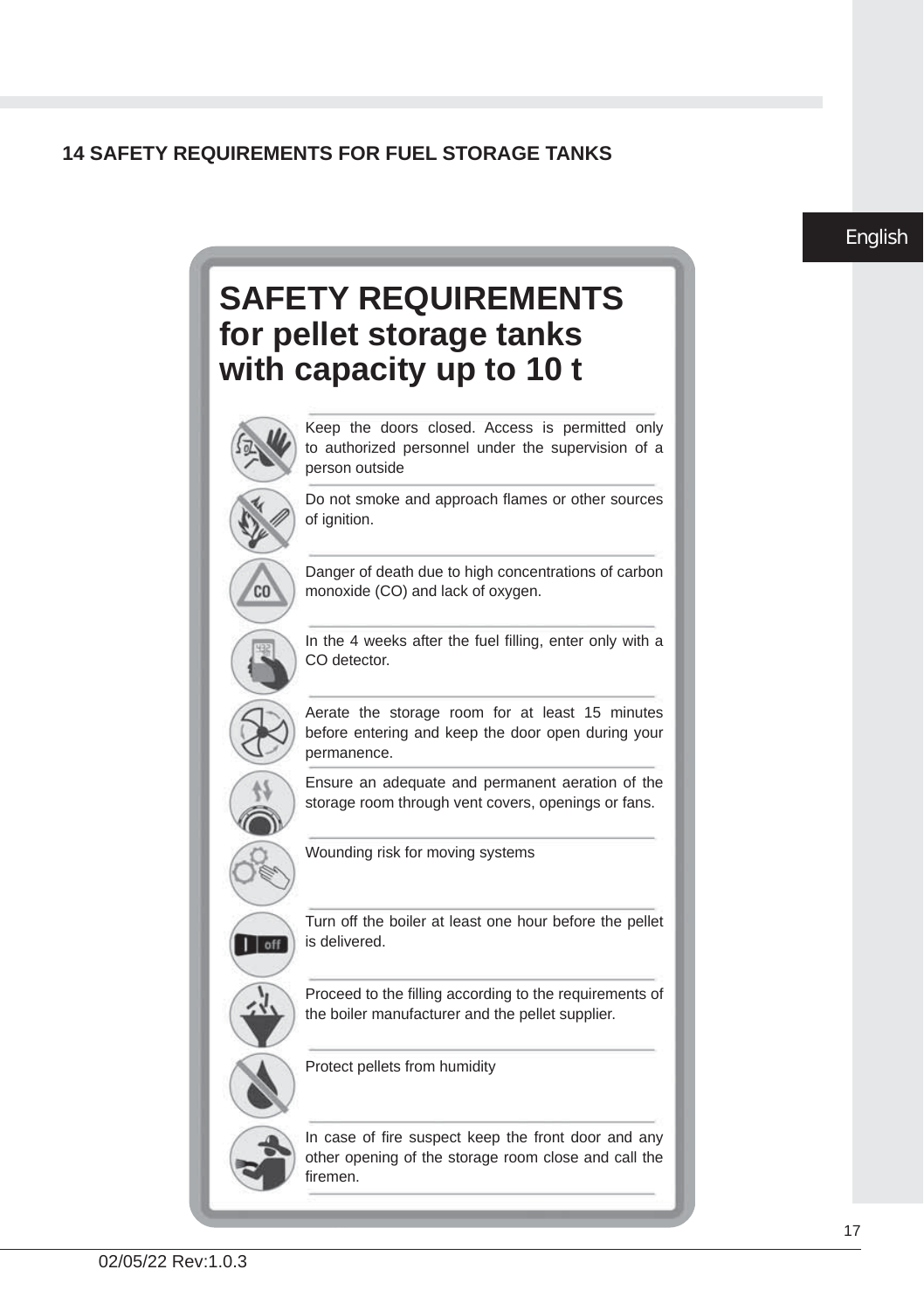## 14 SAFETY REQUIREMENTS FOR FUEL STORAGE TANKS

# SAFETY REQUIREMENTS for pellet storage tanks with capacity up to 10 t

- Keep the doors closed. Access is permitted only to authorized personnel under the supervision of a person outside
- Do not smoke and approach flames or other sources of ignition.
- Danger of death due to high concentrations of carbon monoxide (CO) and lack of oxygen.
- In the 4 weeks after the fuel filling, enter only with a CO detector.
- Aerate the storage room for at least 15 minutes before entering and keep the door open during your permanence.
- Ensure an adequate and permanent aeration of the storage room through vent covers, openings or fans.
- Wounding risk for moving systems
- Turn off the boiler at least one hour before the pellet is delivered.
- Proceed to the filling according to the requirements of the boiler manufacturer and the pellet supplier.
- Protect pellets from humidity
- In case of fire suspect keep the front door and any other opening of the storage room close and call the firemen.

02/05/22 Rev:1.0.3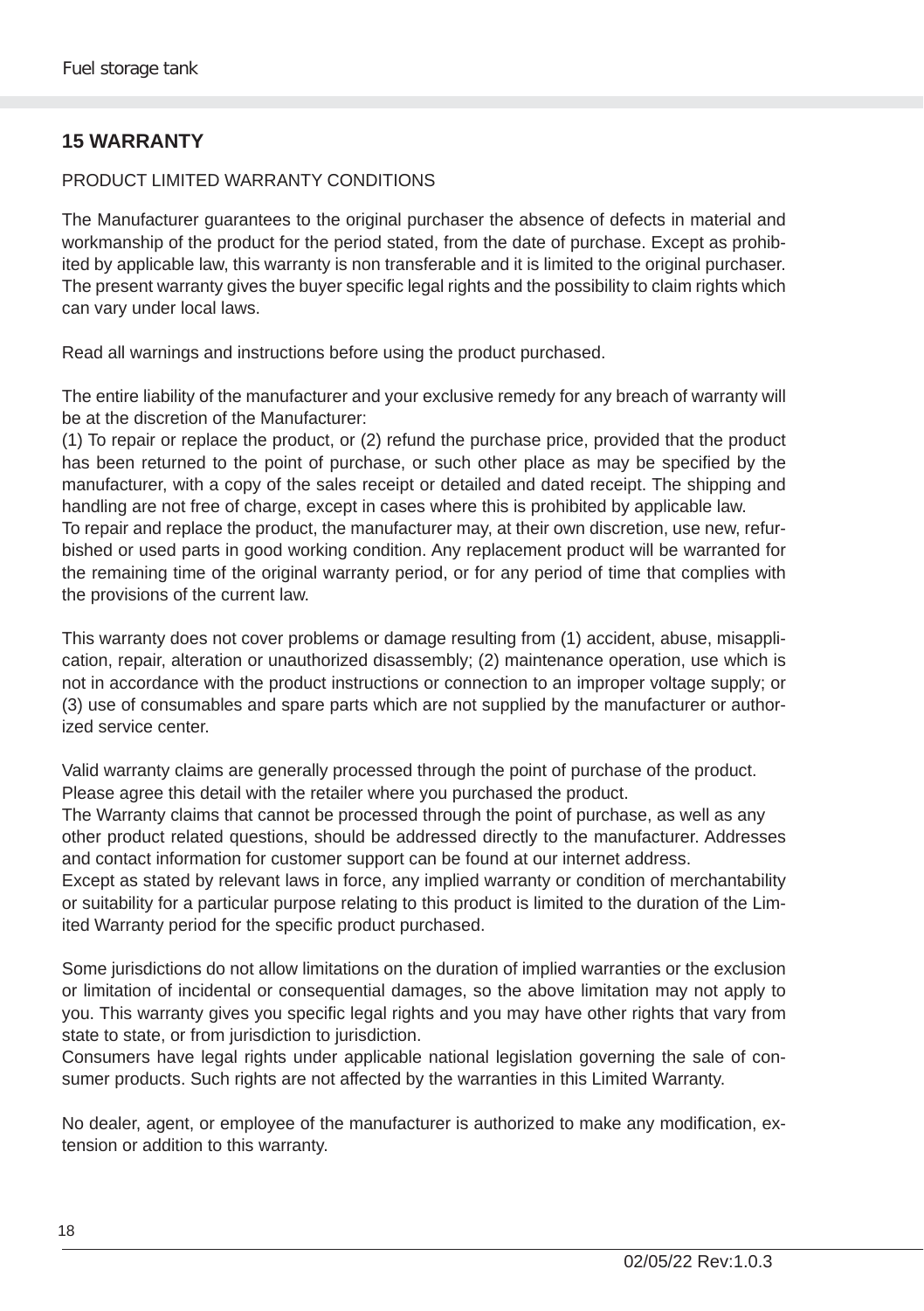## 15 WARRANTY

PRODUCT LIMITED WARRANTY CONDITIONS

The Manufacturer guarantees to the original purchaser the absence of defects in material and workmanship of the product for the period stated, from the date of purchase. Except as prohibited by applicable law, this warranty is non transferable and it is limited to the original purchaser. The present warranty gives the buyer specific legal rights and the possibility to claim rights which can vary under local laws.

Read all warnings and instructions before using the product purchased.

The entire liability of the manufacturer and your exclusive remedy for any breach of warranty will be at the discretion of the Manufacturer:
(1) To repair or replace the product, or (2) refund the purchase price, provided that the product has been returned to the point of purchase, or such other place as may be specified by the manufacturer, with a copy of the sales receipt or detailed and dated receipt. The shipping and handling are not free of charge, except in cases where this is prohibited by applicable law.
To repair and replace the product, the manufacturer may, at their own discretion, use new, refurbished or used parts in good working condition. Any replacement product will be warranted for the remaining time of the original warranty period, or for any period of time that complies with the provisions of the current law.

This warranty does not cover problems or damage resulting from (1) accident, abuse, misapplication, repair, alteration or unauthorized disassembly; (2) maintenance operation, use which is not in accordance with the product instructions or connection to an improper voltage supply; or (3) use of consumables and spare parts which are not supplied by the manufacturer or authorized service center.

Valid warranty claims are generally processed through the point of purchase of the product. Please agree this detail with the retailer where you purchased the product.
The Warranty claims that cannot be processed through the point of purchase, as well as any other product related questions, should be addressed directly to the manufacturer. Addresses and contact information for customer support can be found at our internet address.
Except as stated by relevant laws in force, any implied warranty or condition of merchantability or suitability for a particular purpose relating to this product is limited to the duration of the Limited Warranty period for the specific product purchased.

Some jurisdictions do not allow limitations on the duration of implied warranties or the exclusion or limitation of incidental or consequential damages, so the above limitation may not apply to you. This warranty gives you specific legal rights and you may have other rights that vary from state to state, or from jurisdiction to jurisdiction.
Consumers have legal rights under applicable national legislation governing the sale of consumer products. Such rights are not affected by the warranties in this Limited Warranty.

No dealer, agent, or employee of the manufacturer is authorized to make any modification, extension or addition to this warranty.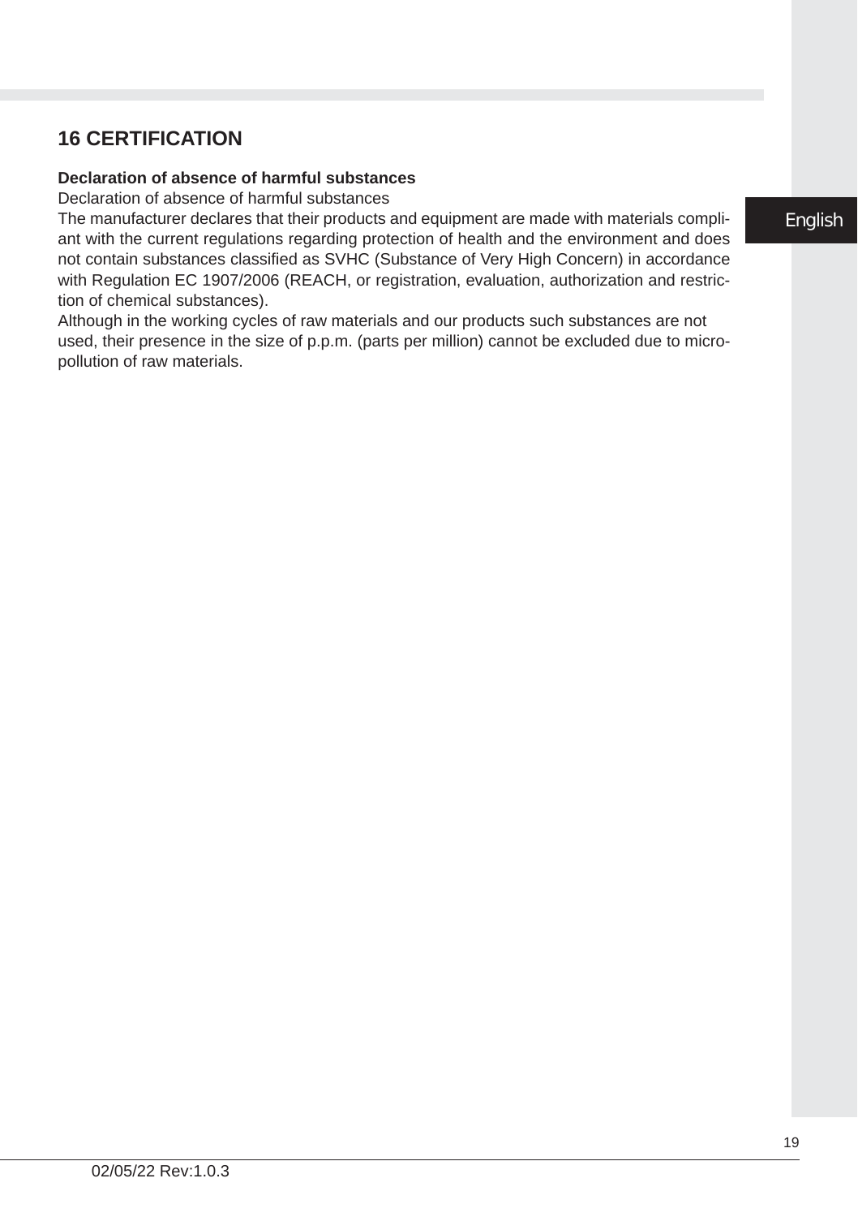## 16 CERTIFICATION

**Declaration of absence of harmful substances**

Declaration of absence of harmful substances

The manufacturer declares that their products and equipment are made with materials compliant with the current regulations regarding protection of health and the environment and does not contain substances classified as SVHC (Substance of Very High Concern) in accordance with Regulation EC 1907/2006 (REACH, or registration, evaluation, authorization and restriction of chemical substances).

Although in the working cycles of raw materials and our products such substances are not used, their presence in the size of p.p.m. (parts per million) cannot be excluded due to micro-pollution of raw materials.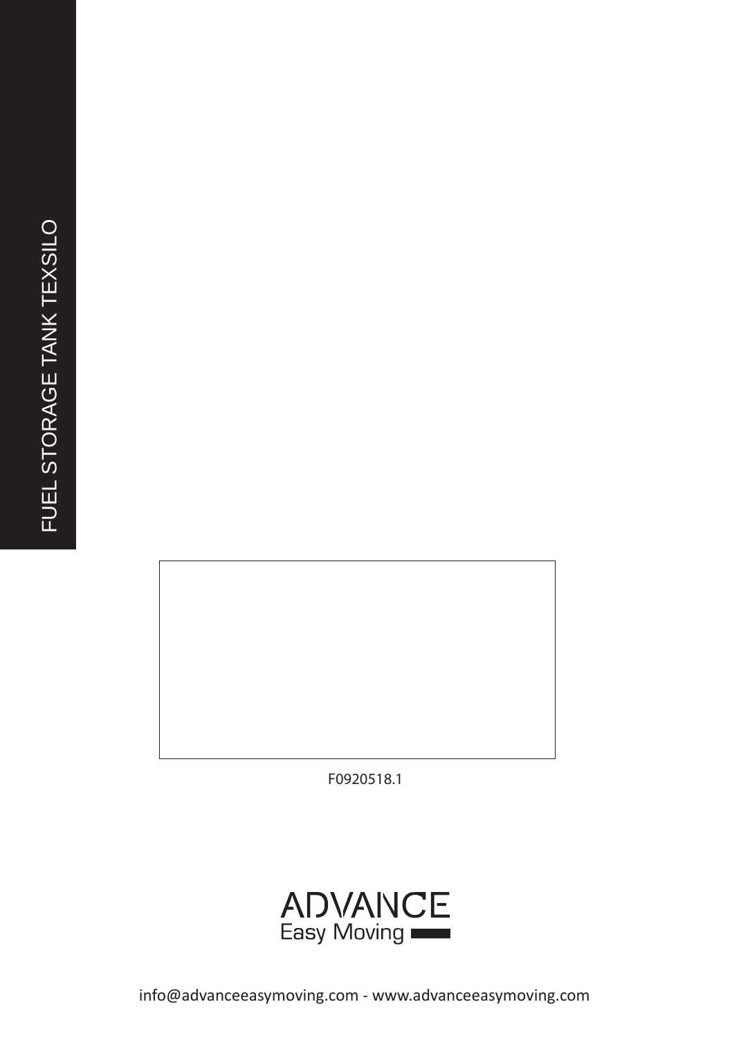FUEL STORAGE TANK TEXSILO

F0920518.1

ADVANCE
Easy Moving

info@advanceeasymoving.com - www.advanceeasymoving.com